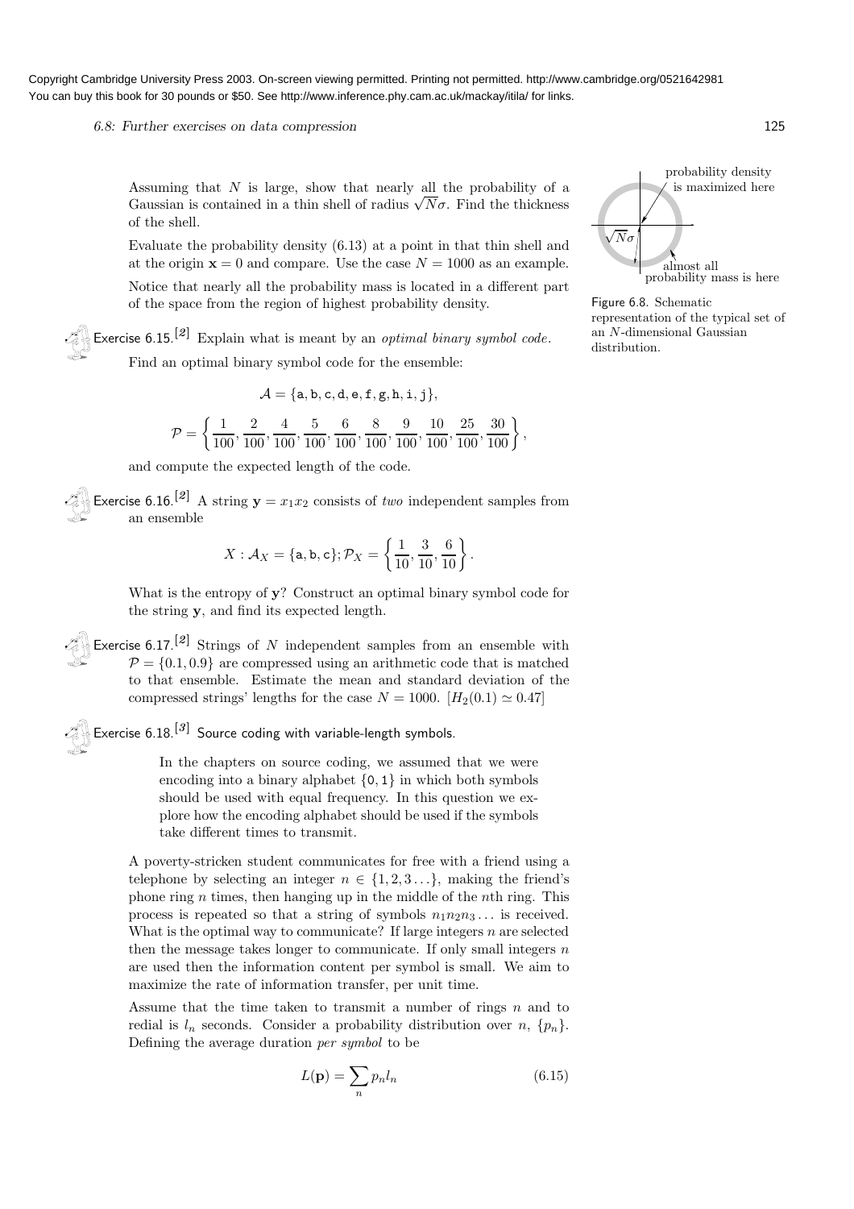Copyright Cambridge University Press 2003. On-screen viewing permitted. Printing not permitted. http://www.cambridge.org/0521642981
You can buy this book for 30 pounds or $50. See http://www.inference.phy.cam.ac.uk/mackay/itila/ for links.

Assuming that $N$ is large, show that nearly all the probability of a Gaussian is contained in a thin shell of radius $\sqrt{N}\sigma$. Find the thickness of the shell.

Evaluate the probability density (6.13) at a point in that thin shell and at the origin $\mathbf{x} = 0$ and compare. Use the case $N = 1000$ as an example.

Notice that nearly all the probability mass is located in a different part of the space from the region of highest probability density.

Figure 6.8. Schematic representation of the typical set of an $N$-dimensional Gaussian distribution.

**Exercise 6.15.**[2] Explain what is meant by an *optimal binary symbol code*.

Find an optimal binary symbol code for the ensemble:

$$\mathcal{A} = \{\mathtt{a}, \mathtt{b}, \mathtt{c}, \mathtt{d}, \mathtt{e}, \mathtt{f}, \mathtt{g}, \mathtt{h}, \mathtt{i}, \mathtt{j}\},$$

$$\mathcal{P} = \left\{ \frac{1}{100}, \frac{2}{100}, \frac{4}{100}, \frac{5}{100}, \frac{6}{100}, \frac{8}{100}, \frac{9}{100}, \frac{10}{100}, \frac{25}{100}, \frac{30}{100} \right\},$$

and compute the expected length of the code.

**Exercise 6.16.**[2] A string $\mathbf{y} = x_1 x_2$ consists of *two* independent samples from an ensemble

$$X : \mathcal{A}_X = \{\mathtt{a}, \mathtt{b}, \mathtt{c}\}; \mathcal{P}_X = \left\{ \frac{1}{10}, \frac{3}{10}, \frac{6}{10} \right\}.$$

What is the entropy of $\mathbf{y}$? Construct an optimal binary symbol code for the string $\mathbf{y}$, and find its expected length.

**Exercise 6.17.**[2] Strings of $N$ independent samples from an ensemble with $\mathcal{P} = \{0.1, 0.9\}$ are compressed using an arithmetic code that is matched to that ensemble. Estimate the mean and standard deviation of the compressed strings' lengths for the case $N = 1000$. $[H_2(0.1) \simeq 0.47]$

**Exercise 6.18.**[3] Source coding with variable-length symbols.

> In the chapters on source coding, we assumed that we were encoding into a binary alphabet $\{\mathtt{0}, \mathtt{1}\}$ in which both symbols should be used with equal frequency. In this question we explore how the encoding alphabet should be used if the symbols take different times to transmit.

A poverty-stricken student communicates for free with a friend using a telephone by selecting an integer $n \in \{1, 2, 3 \ldots\}$, making the friend's phone ring $n$ times, then hanging up in the middle of the $n$th ring. This process is repeated so that a string of symbols $n_1 n_2 n_3 \ldots$ is received. What is the optimal way to communicate? If large integers $n$ are selected then the message takes longer to communicate. If only small integers $n$ are used then the information content per symbol is small. We aim to maximize the rate of information transfer, per unit time.

Assume that the time taken to transmit a number of rings $n$ and to redial is $l_n$ seconds. Consider a probability distribution over $n$, $\{p_n\}$. Defining the average duration *per symbol* to be

$$L(\mathbf{p}) = \sum_n p_n l_n \tag{6.15}$$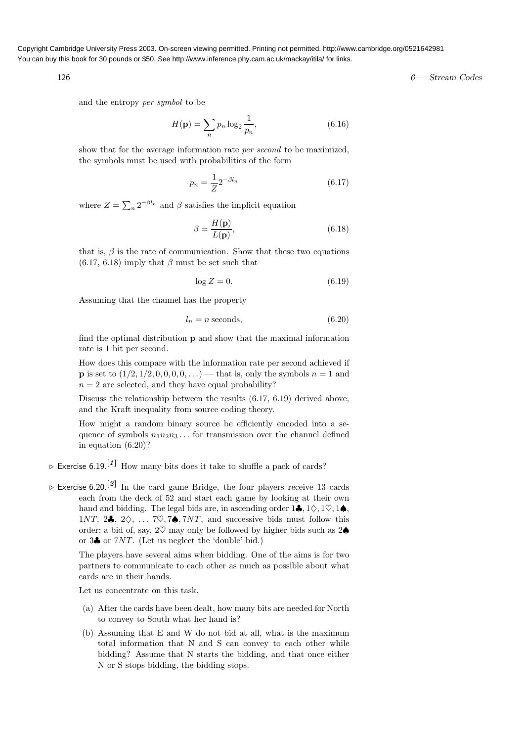and the entropy *per symbol* to be

$$H(\mathbf{p}) = \sum_n p_n \log_2 \frac{1}{p_n}, \tag{6.16}$$

show that for the average information rate *per second* to be maximized, the symbols must be used with probabilities of the form

$$p_n = \frac{1}{Z} 2^{-\beta l_n} \tag{6.17}$$

where $Z = \sum_n 2^{-\beta l_n}$ and $\beta$ satisfies the implicit equation

$$\beta = \frac{H(\mathbf{p})}{L(\mathbf{p})}, \tag{6.18}$$

that is, $\beta$ is the rate of communication. Show that these two equations (6.17, 6.18) imply that $\beta$ must be set such that

$$\log Z = 0. \tag{6.19}$$

Assuming that the channel has the property

$$l_n = n \text{ seconds}, \tag{6.20}$$

find the optimal distribution $\mathbf{p}$ and show that the maximal information rate is 1 bit per second.

How does this compare with the information rate per second achieved if $\mathbf{p}$ is set to $(1/2, 1/2, 0, 0, 0, 0, \ldots)$ — that is, only the symbols $n = 1$ and $n = 2$ are selected, and they have equal probability?

Discuss the relationship between the results (6.17, 6.19) derived above, and the Kraft inequality from source coding theory.

How might a random binary source be efficiently encoded into a sequence of symbols $n_1 n_2 n_3 \ldots$ for transmission over the channel defined in equation (6.20)?

▷ **Exercise 6.19.**[1] How many bits does it take to shuffle a pack of cards?

▷ **Exercise 6.20.**[2] In the card game Bridge, the four players receive 13 cards each from the deck of 52 and start each game by looking at their own hand and bidding. The legal bids are, in ascending order 1♣, 1♢, 1♡, 1♠, 1$NT$, 2♣, 2♢, … 7♡, 7♠, 7$NT$, and successive bids must follow this order; a bid of, say, 2♡ may only be followed by higher bids such as 2♠ or 3♣ or 7$NT$. (Let us neglect the 'double' bid.)

The players have several aims when bidding. One of the aims is for two partners to communicate to each other as much as possible about what cards are in their hands.

Let us concentrate on this task.

(a) After the cards have been dealt, how many bits are needed for North to convey to South what her hand is?

(b) Assuming that E and W do not bid at all, what is the maximum total information that N and S can convey to each other while bidding? Assume that N starts the bidding, and that once either N or S stops bidding, the bidding stops.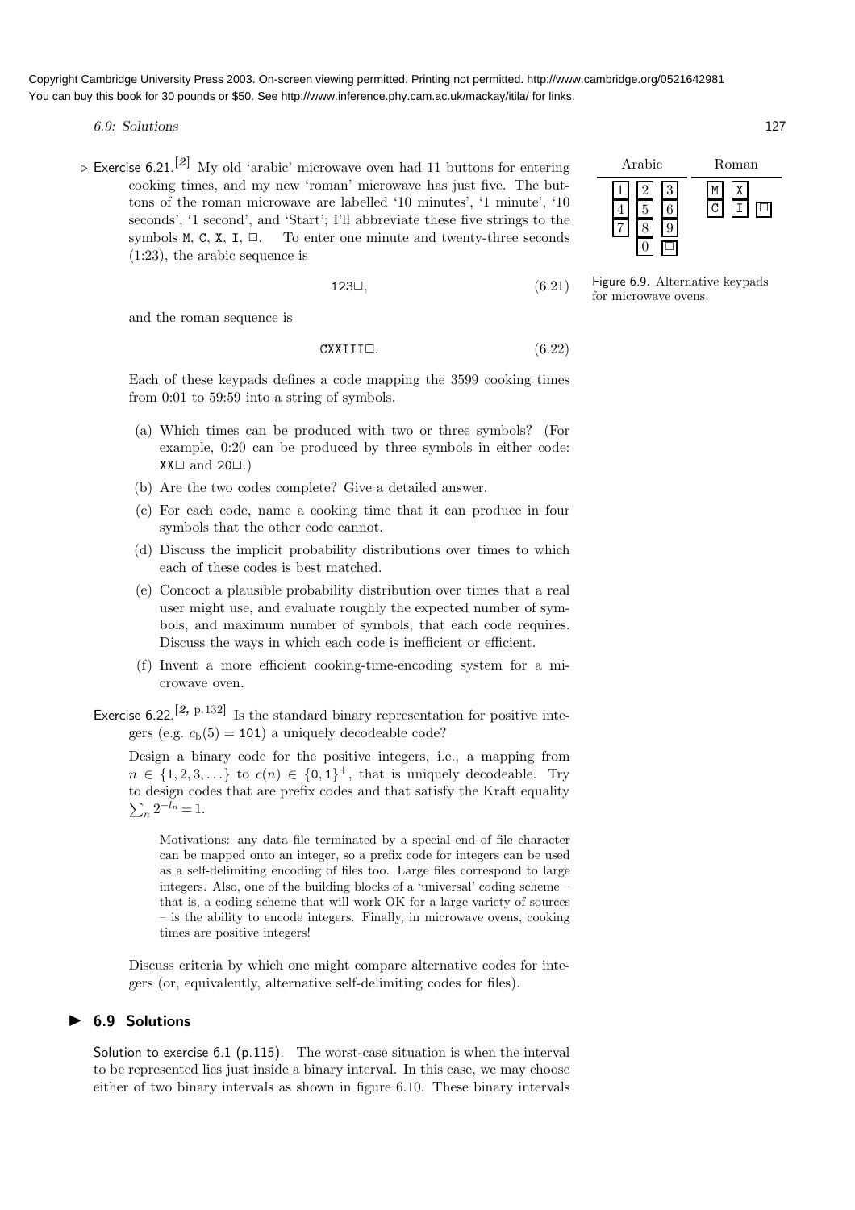Copyright Cambridge University Press 2003. On-screen viewing permitted. Printing not permitted. http://www.cambridge.org/0521642981
You can buy this book for 30 pounds or $50. See http://www.inference.phy.cam.ac.uk/mackay/itila/ for links.

▷ **Exercise 6.21.**[2] My old 'arabic' microwave oven had 11 buttons for entering cooking times, and my new 'roman' microwave has just five. The buttons of the roman microwave are labelled '10 minutes', '1 minute', '10 seconds', '1 second', and 'Start'; I'll abbreviate these five strings to the symbols M, C, X, I, □. To enter one minute and twenty-three seconds (1:23), the arabic sequence is

$$\texttt{123}\square, \tag{6.21}$$

and the roman sequence is

$$\texttt{CXXIII}\square. \tag{6.22}$$

| Arabic | | | Roman | | |
|---|---|---|---|---|---|
| 1 | 2 | 3 | M | X | |
| 4 | 5 | 6 | C | I | □ |
| 7 | 8 | 9 | | | |
| | 0 | □ | | | |

Figure 6.9. Alternative keypads for microwave ovens.

Each of these keypads defines a code mapping the 3599 cooking times from 0:01 to 59:59 into a string of symbols.

(a) Which times can be produced with two or three symbols? (For example, 0:20 can be produced by three symbols in either code: XX□ and 20□.)

(b) Are the two codes complete? Give a detailed answer.

(c) For each code, name a cooking time that it can produce in four symbols that the other code cannot.

(d) Discuss the implicit probability distributions over times to which each of these codes is best matched.

(e) Concoct a plausible probability distribution over times that a real user might use, and evaluate roughly the expected number of symbols, and maximum number of symbols, that each code requires. Discuss the ways in which each code is inefficient or efficient.

(f) Invent a more efficient cooking-time-encoding system for a microwave oven.

**Exercise 6.22.**[2, p.132] Is the standard binary representation for positive integers (e.g. $c_b(5) = \texttt{101}$) a uniquely decodeable code?

Design a binary code for the positive integers, i.e., a mapping from $n \in \{1, 2, 3, \ldots\}$ to $c(n) \in \{\texttt{0}, \texttt{1}\}^+$, that is uniquely decodeable. Try to design codes that are prefix codes and that satisfy the Kraft equality $\sum_n 2^{-l_n} = 1$.

> Motivations: any data file terminated by a special end of file character can be mapped onto an integer, so a prefix code for integers can be used as a self-delimiting encoding of files too. Large files correspond to large integers. Also, one of the building blocks of a 'universal' coding scheme – that is, a coding scheme that will work OK for a large variety of sources – is the ability to encode integers. Finally, in microwave ovens, cooking times are positive integers!

Discuss criteria by which one might compare alternative codes for integers (or, equivalently, alternative self-delimiting codes for files).

## ▶ 6.9 Solutions

**Solution to exercise 6.1 (p.115).** The worst-case situation is when the interval to be represented lies just inside a binary interval. In this case, we may choose either of two binary intervals as shown in figure 6.10. These binary intervals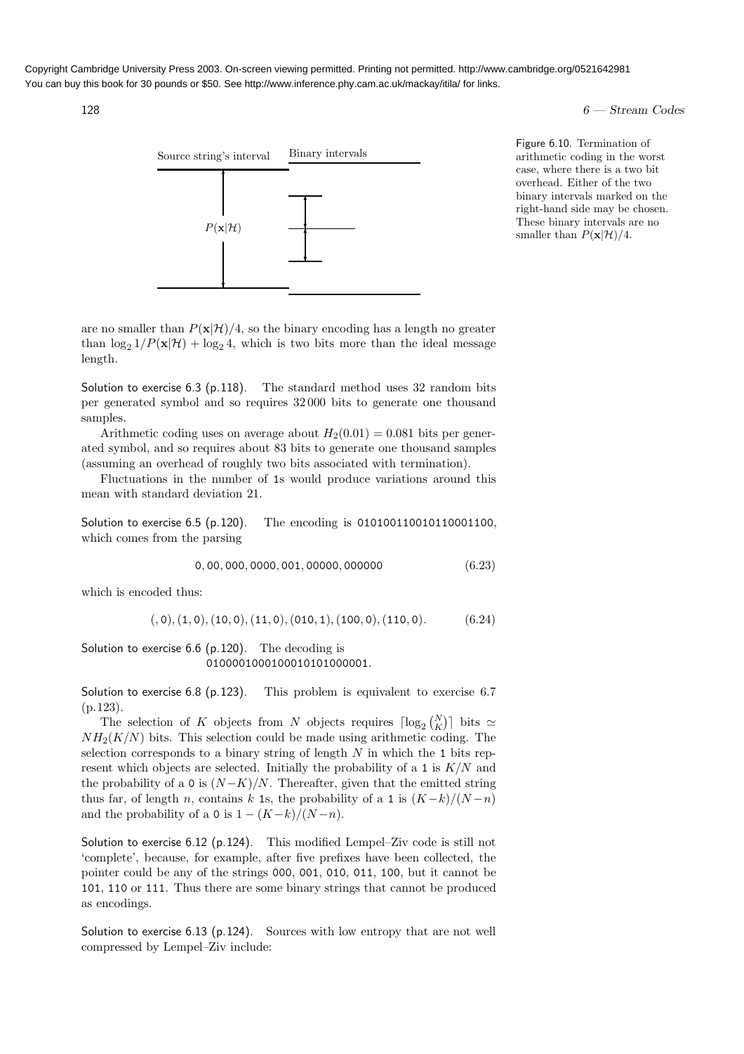Figure 6.10. Termination of arithmetic coding in the worst case, where there is a two bit overhead. Either of the two binary intervals marked on the right-hand side may be chosen. These binary intervals are no smaller than $P(\mathbf{x}|\mathcal{H})/4$.

are no smaller than $P(\mathbf{x}|\mathcal{H})/4$, so the binary encoding has a length no greater than $\log_2 1/P(\mathbf{x}|\mathcal{H}) + \log_2 4$, which is two bits more than the ideal message length.

Solution to exercise 6.3 (p.118). The standard method uses 32 random bits per generated symbol and so requires 32 000 bits to generate one thousand samples.

Arithmetic coding uses on average about $H_2(0.01) = 0.081$ bits per generated symbol, and so requires about 83 bits to generate one thousand samples (assuming an overhead of roughly two bits associated with termination).

Fluctuations in the number of 1s would produce variations around this mean with standard deviation 21.

Solution to exercise 6.5 (p.120). The encoding is 010100110010110001100, which comes from the parsing

$$0, 00, 000, 0000, 001, 00000, 000000 \tag{6.23}$$

which is encoded thus:

$$(, 0), (1, 0), (10, 0), (11, 0), (010, 1), (100, 0), (110, 0). \tag{6.24}$$

Solution to exercise 6.6 (p.120). The decoding is 0100001000100010101000001.

Solution to exercise 6.8 (p.123). This problem is equivalent to exercise 6.7 (p.123).

The selection of $K$ objects from $N$ objects requires $\lceil \log_2 \binom{N}{K} \rceil$ bits $\simeq NH_2(K/N)$ bits. This selection could be made using arithmetic coding. The selection corresponds to a binary string of length $N$ in which the 1 bits represent which objects are selected. Initially the probability of a 1 is $K/N$ and the probability of a 0 is $(N-K)/N$. Thereafter, given that the emitted string thus far, of length $n$, contains $k$ 1s, the probability of a 1 is $(K-k)/(N-n)$ and the probability of a 0 is $1 - (K-k)/(N-n)$.

Solution to exercise 6.12 (p.124). This modified Lempel–Ziv code is still not 'complete', because, for example, after five prefixes have been collected, the pointer could be any of the strings 000, 001, 010, 011, 100, but it cannot be 101, 110 or 111. Thus there are some binary strings that cannot be produced as encodings.

Solution to exercise 6.13 (p.124). Sources with low entropy that are not well compressed by Lempel–Ziv include: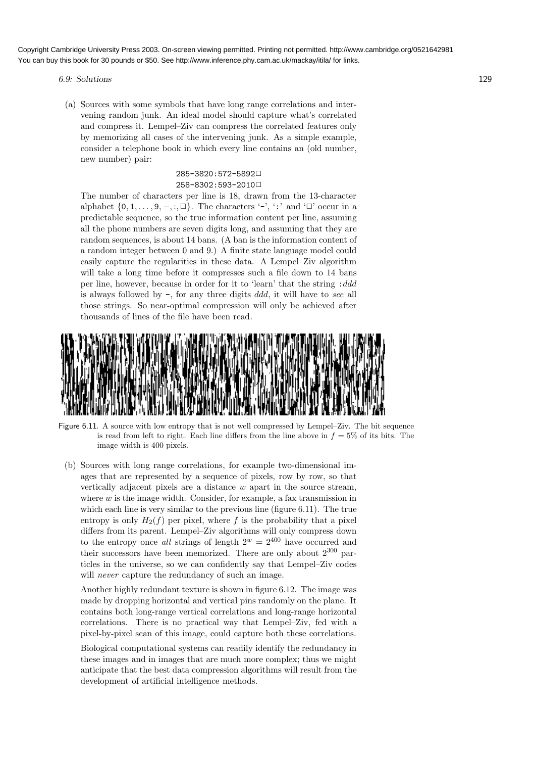(a) Sources with some symbols that have long range correlations and intervening random junk. An ideal model should capture what's correlated and compress it. Lempel–Ziv can compress the correlated features only by memorizing all cases of the intervening junk. As a simple example, consider a telephone book in which every line contains an (old number, new number) pair:

```
285-3820:572-5892□
258-8302:593-2010□
```

The number of characters per line is 18, drawn from the 13-character alphabet $\{0, 1, \ldots, 9, -, :, \square\}$. The characters '-', ':' and '□' occur in a predictable sequence, so the true information content per line, assuming all the phone numbers are seven digits long, and assuming that they are random sequences, is about 14 bans. (A ban is the information content of a random integer between 0 and 9.) A finite state language model could easily capture the regularities in these data. A Lempel–Ziv algorithm will take a long time before it compresses such a file down to 14 bans per line, however, because in order for it to 'learn' that the string :*ddd* is always followed by -, for any three digits *ddd*, it will have to *see* all those strings. So near-optimal compression will only be achieved after thousands of lines of the file have been read.

Figure 6.11. A source with low entropy that is not well compressed by Lempel–Ziv. The bit sequence is read from left to right. Each line differs from the line above in $f = 5\%$ of its bits. The image width is 400 pixels.

(b) Sources with long range correlations, for example two-dimensional images that are represented by a sequence of pixels, row by row, so that vertically adjacent pixels are a distance $w$ apart in the source stream, where $w$ is the image width. Consider, for example, a fax transmission in which each line is very similar to the previous line (figure 6.11). The true entropy is only $H_2(f)$ per pixel, where $f$ is the probability that a pixel differs from its parent. Lempel–Ziv algorithms will only compress down to the entropy once *all* strings of length $2^w = 2^{400}$ have occurred and their successors have been memorized. There are only about $2^{300}$ particles in the universe, so we can confidently say that Lempel–Ziv codes will *never* capture the redundancy of such an image.

Another highly redundant texture is shown in figure 6.12. The image was made by dropping horizontal and vertical pins randomly on the plane. It contains both long-range vertical correlations and long-range horizontal correlations. There is no practical way that Lempel–Ziv, fed with a pixel-by-pixel scan of this image, could capture both these correlations.

Biological computational systems can readily identify the redundancy in these images and in images that are much more complex; thus we might anticipate that the best data compression algorithms will result from the development of artificial intelligence methods.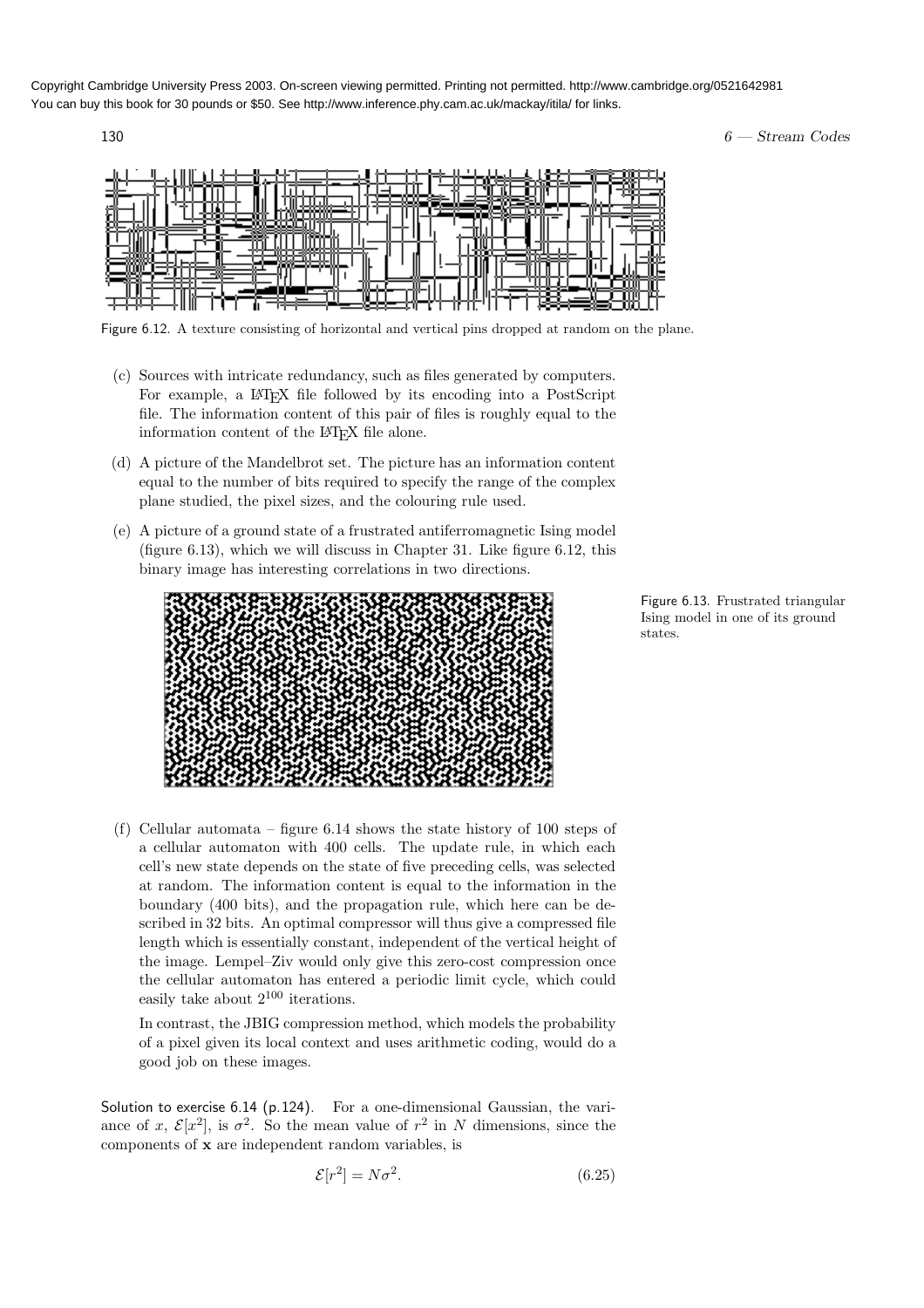Figure 6.12. A texture consisting of horizontal and vertical pins dropped at random on the plane.

(c) Sources with intricate redundancy, such as files generated by computers. For example, a LaTeX file followed by its encoding into a PostScript file. The information content of this pair of files is roughly equal to the information content of the LaTeX file alone.

(d) A picture of the Mandelbrot set. The picture has an information content equal to the number of bits required to specify the range of the complex plane studied, the pixel sizes, and the colouring rule used.

(e) A picture of a ground state of a frustrated antiferromagnetic Ising model (figure 6.13), which we will discuss in Chapter 31. Like figure 6.12, this binary image has interesting correlations in two directions.

Figure 6.13. Frustrated triangular Ising model in one of its ground states.

(f) Cellular automata – figure 6.14 shows the state history of 100 steps of a cellular automaton with 400 cells. The update rule, in which each cell's new state depends on the state of five preceding cells, was selected at random. The information content is equal to the information in the boundary (400 bits), and the propagation rule, which here can be described in 32 bits. An optimal compressor will thus give a compressed file length which is essentially constant, independent of the vertical height of the image. Lempel–Ziv would only give this zero-cost compression once the cellular automaton has entered a periodic limit cycle, which could easily take about $2^{100}$ iterations.

In contrast, the JBIG compression method, which models the probability of a pixel given its local context and uses arithmetic coding, would do a good job on these images.

Solution to exercise 6.14 (p.124). For a one-dimensional Gaussian, the variance of $x$, $\mathcal{E}[x^2]$, is $\sigma^2$. So the mean value of $r^2$ in $N$ dimensions, since the components of $\mathbf{x}$ are independent random variables, is

$$\mathcal{E}[r^2] = N\sigma^2. \tag{6.25}$$